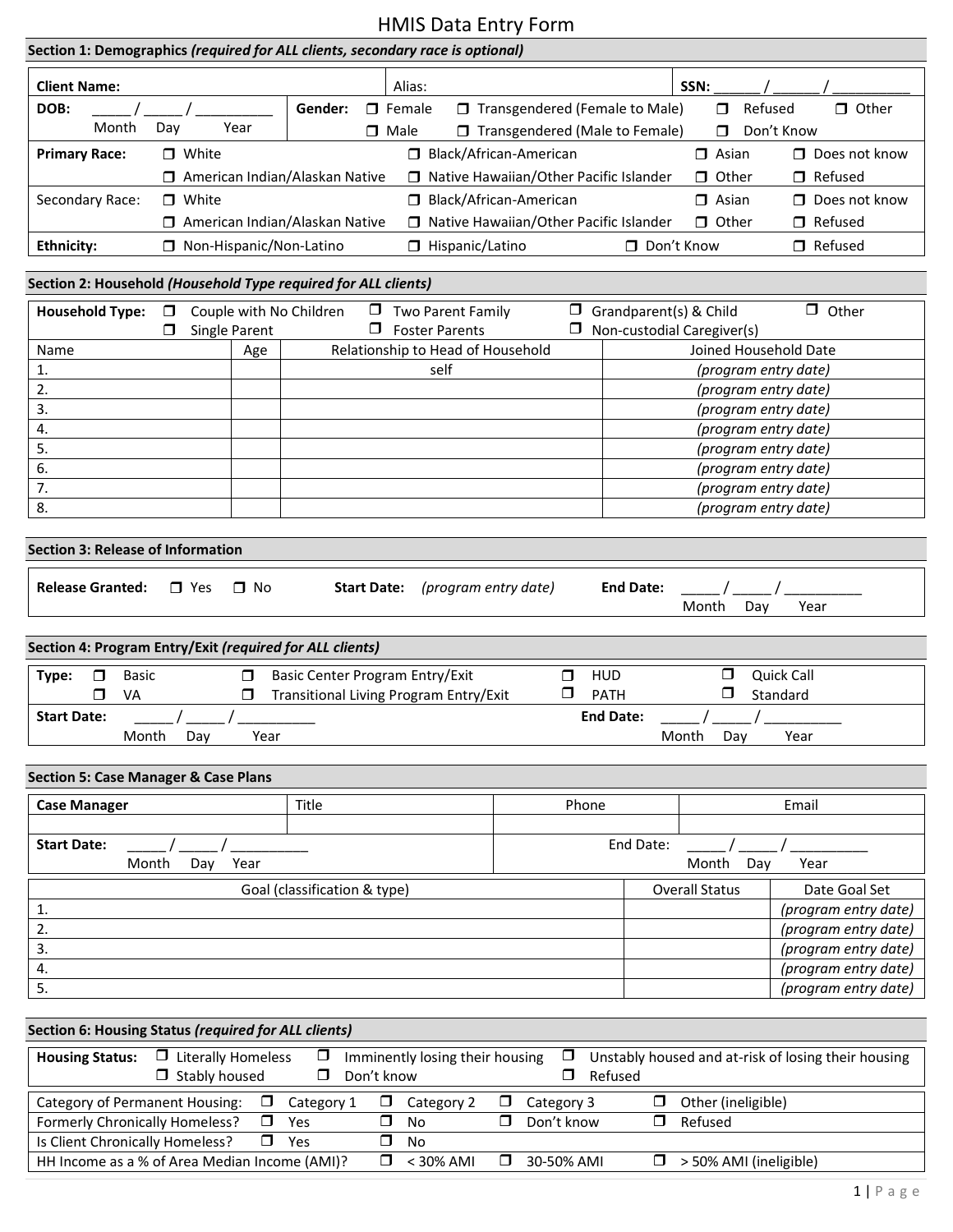# HMIS Data Entry Form

## Section 1: Demographics *(required for ALL clients, secondary race is optional)*

| | | | |
|---|---|---|---|
| **Client Name:** | | Alias: | **SSN:** ______ / ______ / __________ |
| **DOB:** _____ / _____ / __________ (Month Day Year) | **Gender:** ❒ Female ❒ Male | ❒ Transgendered (Female to Male) ❒ Transgendered (Male to Female) | ❒ Refused ❒ Don't Know ❒ Other |

| | | | | |
|---|---|---|---|---|
| **Primary Race:** | ❒ White ❒ American Indian/Alaskan Native | ❒ Black/African-American ❒ Native Hawaiian/Other Pacific Islander | ❒ Asian ❒ Other | ❒ Does not know ❒ Refused |
| Secondary Race: | ❒ White ❒ American Indian/Alaskan Native | ❒ Black/African-American ❒ Native Hawaiian/Other Pacific Islander | ❒ Asian ❒ Other | ❒ Does not know ❒ Refused |
| **Ethnicity:** | ❒ Non-Hispanic/Non-Latino | ❒ Hispanic/Latino | ❒ Don't Know | ❒ Refused |

## Section 2: Household *(Household Type required for ALL clients)*

**Household Type:** ❒ Couple with No Children ❒ Single Parent ❒ Two Parent Family ❒ Foster Parents ❒ Grandparent(s) & Child ❒ Non-custodial Caregiver(s) ❒ Other

| Name | Age | Relationship to Head of Household | Joined Household Date |
|---|---|---|---|
| 1. | | self | *(program entry date)* |
| 2. | | | *(program entry date)* |
| 3. | | | *(program entry date)* |
| 4. | | | *(program entry date)* |
| 5. | | | *(program entry date)* |
| 6. | | | *(program entry date)* |
| 7. | | | *(program entry date)* |
| 8. | | | *(program entry date)* |

## Section 3: Release of Information

**Release Granted:** ❒ Yes ❒ No **Start Date:** *(program entry date)* **End Date:** _____ / _____ / __________ (Month Day Year)

## Section 4: Program Entry/Exit *(required for ALL clients)*

**Type:** ❒ Basic ❒ VA ❒ Basic Center Program Entry/Exit ❒ Transitional Living Program Entry/Exit ❒ HUD ❒ PATH ❒ Quick Call ❒ Standard

**Start Date:** _____ / _____ / __________ (Month Day Year) **End Date:** _____ / _____ / __________ (Month Day Year)

## Section 5: Case Manager & Case Plans

| **Case Manager** | Title | Phone | Email |
|---|---|---|---|
| | | | |

**Start Date:** _____ / _____ / __________ (Month Day Year) End Date: _____ / _____ / __________ (Month Day Year)

| Goal (classification & type) | Overall Status | Date Goal Set |
|---|---|---|
| 1. | | *(program entry date)* |
| 2. | | *(program entry date)* |
| 3. | | *(program entry date)* |
| 4. | | *(program entry date)* |
| 5. | | *(program entry date)* |

## Section 6: Housing Status *(required for ALL clients)*

**Housing Status:** ❒ Literally Homeless ❒ Stably housed ❒ Imminently losing their housing ❒ Don't know ❒ Unstably housed and at-risk of losing their housing ❒ Refused

| | | | | |
|---|---|---|---|---|
| Category of Permanent Housing: | ❒ Category 1 | ❒ Category 2 | ❒ Category 3 | ❒ Other (ineligible) |
| Formerly Chronically Homeless? | ❒ Yes | ❒ No | ❒ Don't know | ❒ Refused |
| Is Client Chronically Homeless? | ❒ Yes | ❒ No | | |
| HH Income as a % of Area Median Income (AMI)? | | ❒ < 30% AMI | ❒ 30-50% AMI | ❒ > 50% AMI (ineligible) |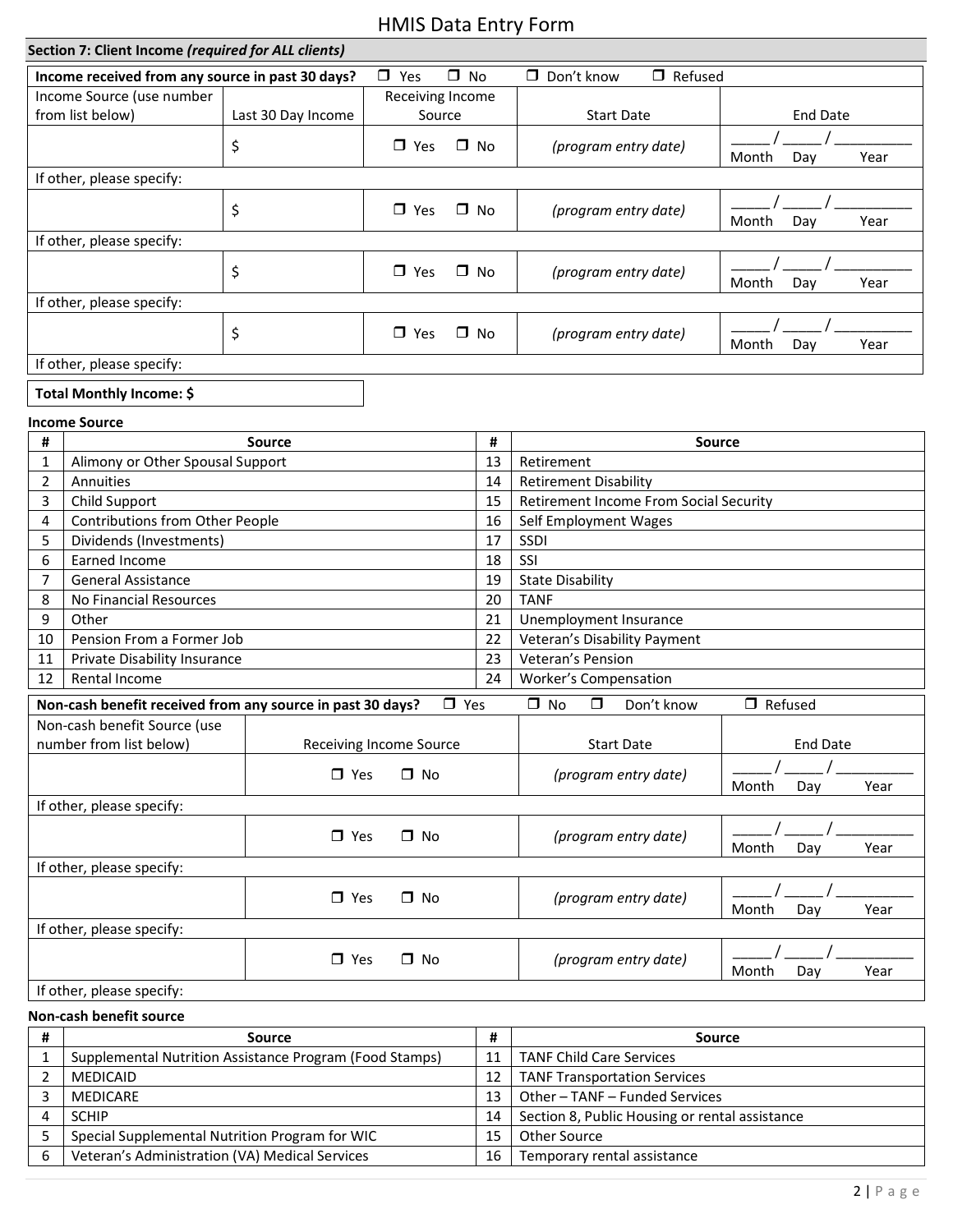## Section 7: Client Income *(required for ALL clients)*

**Income received from any source in past 30 days?** ☐ Yes ☐ No ☐ Don't know ☐ Refused

| Income Source (use number from list below) | Last 30 Day Income | Receiving Income Source | Start Date | End Date |
|---|---|---|---|---|
| | $ | ☐ Yes ☐ No | *(program entry date)* | _____ / _____ / _________ Month Day Year |
| If other, please specify: | | | | |
| | $ | ☐ Yes ☐ No | *(program entry date)* | _____ / _____ / _________ Month Day Year |
| If other, please specify: | | | | |
| | $ | ☐ Yes ☐ No | *(program entry date)* | _____ / _____ / _________ Month Day Year |
| If other, please specify: | | | | |
| | $ | ☐ Yes ☐ No | *(program entry date)* | _____ / _____ / _________ Month Day Year |
| If other, please specify: | | | | |

**Total Monthly Income: $**

**Income Source**

| # | Source | # | Source |
|---|---|---|---|
| 1 | Alimony or Other Spousal Support | 13 | Retirement |
| 2 | Annuities | 14 | Retirement Disability |
| 3 | Child Support | 15 | Retirement Income From Social Security |
| 4 | Contributions from Other People | 16 | Self Employment Wages |
| 5 | Dividends (Investments) | 17 | SSDI |
| 6 | Earned Income | 18 | SSI |
| 7 | General Assistance | 19 | State Disability |
| 8 | No Financial Resources | 20 | TANF |
| 9 | Other | 21 | Unemployment Insurance |
| 10 | Pension From a Former Job | 22 | Veteran's Disability Payment |
| 11 | Private Disability Insurance | 23 | Veteran's Pension |
| 12 | Rental Income | 24 | Worker's Compensation |

**Non-cash benefit received from any source in past 30 days?** ☐ Yes ☐ No ☐ Don't know ☐ Refused

| Non-cash benefit Source (use number from list below) | Receiving Income Source | Start Date | End Date |
|---|---|---|---|
| | ☐ Yes ☐ No | *(program entry date)* | _____ / _____ / _________ Month Day Year |
| If other, please specify: | | | |
| | ☐ Yes ☐ No | *(program entry date)* | _____ / _____ / _________ Month Day Year |
| If other, please specify: | | | |
| | ☐ Yes ☐ No | *(program entry date)* | _____ / _____ / _________ Month Day Year |
| If other, please specify: | | | |
| | ☐ Yes ☐ No | *(program entry date)* | _____ / _____ / _________ Month Day Year |
| If other, please specify: | | | |

**Non-cash benefit source**

| # | Source | # | Source |
|---|---|---|---|
| 1 | Supplemental Nutrition Assistance Program (Food Stamps) | 11 | TANF Child Care Services |
| 2 | MEDICAID | 12 | TANF Transportation Services |
| 3 | MEDICARE | 13 | Other – TANF – Funded Services |
| 4 | SCHIP | 14 | Section 8, Public Housing or rental assistance |
| 5 | Special Supplemental Nutrition Program for WIC | 15 | Other Source |
| 6 | Veteran's Administration (VA) Medical Services | 16 | Temporary rental assistance |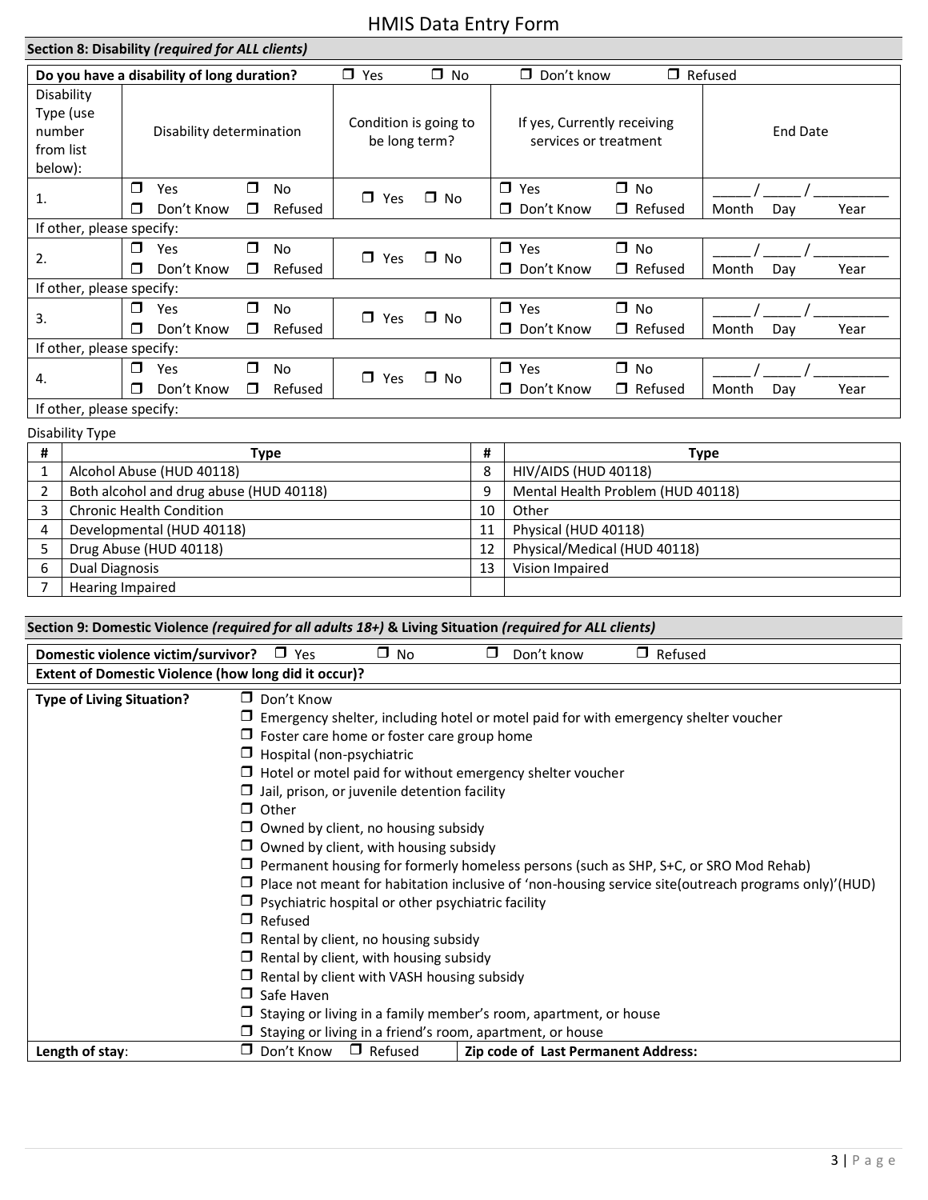# HMIS Data Entry Form

## Section 8: Disability *(required for ALL clients)*

| Do you have a disability of long duration? | | ☐ Yes ☐ No | ☐ Don't know ☐ Refused | |
|---|---|---|---|---|
| Disability Type (use number from list below): | Disability determination | Condition is going to be long term? | If yes, Currently receiving services or treatment | End Date |
| 1. | ☐ Yes ☐ No ☐ Don't Know ☐ Refused | ☐ Yes ☐ No | ☐ Yes ☐ No ☐ Don't Know ☐ Refused | _____ / _____ / _________ Month Day Year |
| If other, please specify: | | | | |
| 2. | ☐ Yes ☐ No ☐ Don't Know ☐ Refused | ☐ Yes ☐ No | ☐ Yes ☐ No ☐ Don't Know ☐ Refused | _____ / _____ / _________ Month Day Year |
| If other, please specify: | | | | |
| 3. | ☐ Yes ☐ No ☐ Don't Know ☐ Refused | ☐ Yes ☐ No | ☐ Yes ☐ No ☐ Don't Know ☐ Refused | _____ / _____ / _________ Month Day Year |
| If other, please specify: | | | | |
| 4. | ☐ Yes ☐ No ☐ Don't Know ☐ Refused | ☐ Yes ☐ No | ☐ Yes ☐ No ☐ Don't Know ☐ Refused | _____ / _____ / _________ Month Day Year |
| If other, please specify: | | | | |

Disability Type

| # | Type | # | Type |
|---|---|---|---|
| 1 | Alcohol Abuse (HUD 40118) | 8 | HIV/AIDS (HUD 40118) |
| 2 | Both alcohol and drug abuse (HUD 40118) | 9 | Mental Health Problem (HUD 40118) |
| 3 | Chronic Health Condition | 10 | Other |
| 4 | Developmental (HUD 40118) | 11 | Physical (HUD 40118) |
| 5 | Drug Abuse (HUD 40118) | 12 | Physical/Medical (HUD 40118) |
| 6 | Dual Diagnosis | 13 | Vision Impaired |
| 7 | Hearing Impaired | | |

## Section 9: Domestic Violence *(required for all adults 18+)* & Living Situation *(required for ALL clients)*

**Domestic violence victim/survivor?** ☐ Yes ☐ No ☐ Don't know ☐ Refused

**Extent of Domestic Violence (how long did it occur)?**

**Type of Living Situation?**

- ☐ Don't Know
- ☐ Emergency shelter, including hotel or motel paid for with emergency shelter voucher
- ☐ Foster care home or foster care group home
- ☐ Hospital (non-psychiatric
- ☐ Hotel or motel paid for without emergency shelter voucher
- ☐ Jail, prison, or juvenile detention facility
- ☐ Other
- ☐ Owned by client, no housing subsidy
- ☐ Owned by client, with housing subsidy
- ☐ Permanent housing for formerly homeless persons (such as SHP, S+C, or SRO Mod Rehab)
- ☐ Place not meant for habitation inclusive of 'non-housing service site(outreach programs only)'(HUD)
- ☐ Psychiatric hospital or other psychiatric facility
- ☐ Refused
- ☐ Rental by client, no housing subsidy
- ☐ Rental by client, with housing subsidy
- ☐ Rental by client with VASH housing subsidy
- ☐ Safe Haven
- ☐ Staying or living in a family member's room, apartment, or house
- ☐ Staying or living in a friend's room, apartment, or house

| **Length of stay**: | ☐ Don't Know ☐ Refused | **Zip code of Last Permanent Address:** |
|---|---|---|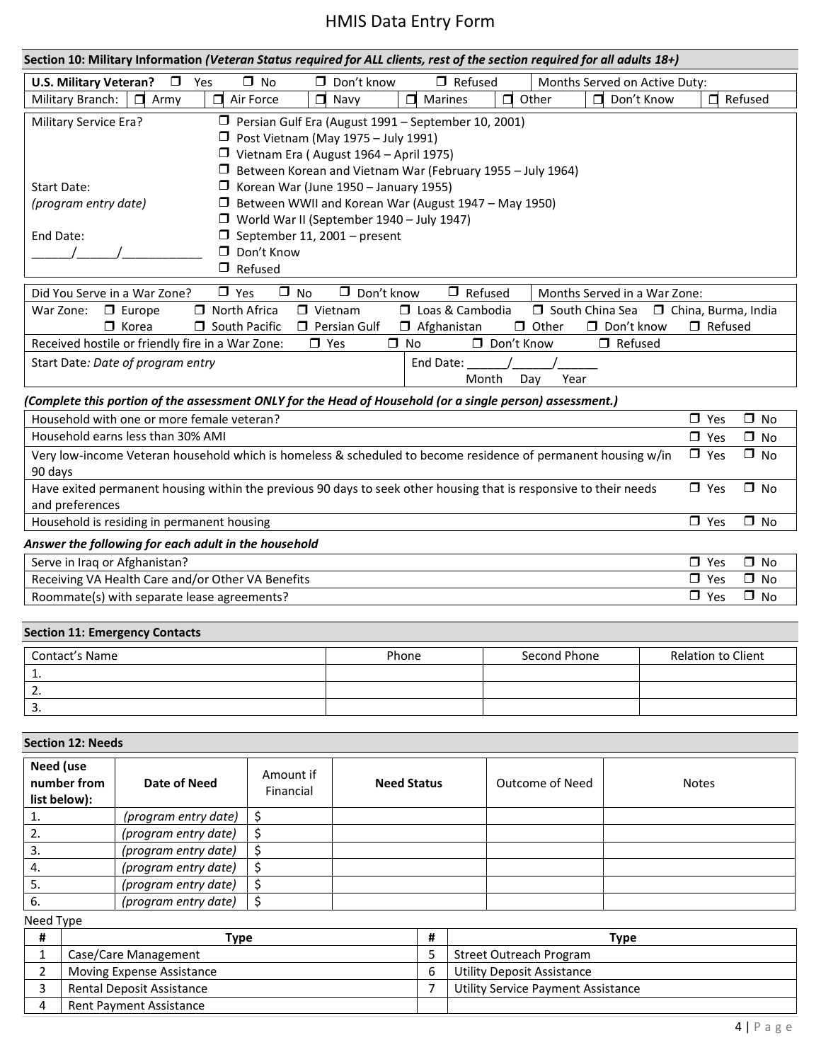# HMIS Data Entry Form

## Section 10: Military Information *(Veteran Status required for ALL clients, rest of the section required for all adults 18+)*

| **U.S. Military Veteran?** | ☐ Yes | ☐ No | ☐ Don't know | ☐ Refused | Months Served on Active Duty: | |
|---|---|---|---|---|---|---|
| Military Branch: | ☐ Army | ☐ Air Force | ☐ Navy | ☐ Marines | ☐ Other | ☐ Don't Know ☐ Refused |

| | |
|---|---|
| Military Service Era? | ☐ Persian Gulf Era (August 1991 – September 10, 2001) |
| | ☐ Post Vietnam (May 1975 – July 1991) |
| | ☐ Vietnam Era ( August 1964 – April 1975) |
| | ☐ Between Korean and Vietnam War (February 1955 – July 1964) |
| Start Date: *(program entry date)* | ☐ Korean War (June 1950 – January 1955) |
| | ☐ Between WWII and Korean War (August 1947 – May 1950) |
| | ☐ World War II (September 1940 – July 1947) |
| End Date: ______/______/____________ | ☐ September 11, 2001 – present |
| | ☐ Don't Know |
| | ☐ Refused |

| | | | | | |
|---|---|---|---|---|---|
| Did You Serve in a War Zone? ☐ Yes ☐ No ☐ Don't know ☐ Refused | | | | Months Served in a War Zone: | |
| War Zone: ☐ Europe | ☐ North Africa | ☐ Vietnam | ☐ Loas & Cambodia | ☐ South China Sea | ☐ China, Burma, India |
| ☐ Korea | ☐ South Pacific | ☐ Persian Gulf | ☐ Afghanistan | ☐ Other ☐ Don't know | ☐ Refused |
| Received hostile or friendly fire in a War Zone: | ☐ Yes | ☐ No | ☐ Don't Know | ☐ Refused | |
| Start Date: *Date of program entry* | | | End Date: ______/______/______ Month Day Year | | |

***(Complete this portion of the assessment ONLY for the Head of Household (or a single person) assessment.)***

| | | |
|---|---|---|
| Household with one or more female veteran? | ☐ Yes | ☐ No |
| Household earns less than 30% AMI | ☐ Yes | ☐ No |
| Very low-income Veteran household which is homeless & scheduled to become residence of permanent housing w/in 90 days | ☐ Yes | ☐ No |
| Have exited permanent housing within the previous 90 days to seek other housing that is responsive to their needs and preferences | ☐ Yes | ☐ No |
| Household is residing in permanent housing | ☐ Yes | ☐ No |

***Answer the following for each adult in the household***

| | | |
|---|---|---|
| Serve in Iraq or Afghanistan? | ☐ Yes | ☐ No |
| Receiving VA Health Care and/or Other VA Benefits | ☐ Yes | ☐ No |
| Roommate(s) with separate lease agreements? | ☐ Yes | ☐ No |

## Section 11: Emergency Contacts

| Contact's Name | Phone | Second Phone | Relation to Client |
|---|---|---|---|
| 1. | | | |
| 2. | | | |
| 3. | | | |

## Section 12: Needs

| **Need (use number from list below):** | **Date of Need** | Amount if Financial | **Need Status** | Outcome of Need | Notes |
|---|---|---|---|---|---|
| 1. | *(program entry date)* | $ | | | |
| 2. | *(program entry date)* | $ | | | |
| 3. | *(program entry date)* | $ | | | |
| 4. | *(program entry date)* | $ | | | |
| 5. | *(program entry date)* | $ | | | |
| 6. | *(program entry date)* | $ | | | |

Need Type

| # | Type | # | Type |
|---|---|---|---|
| 1 | Case/Care Management | 5 | Street Outreach Program |
| 2 | Moving Expense Assistance | 6 | Utility Deposit Assistance |
| 3 | Rental Deposit Assistance | 7 | Utility Service Payment Assistance |
| 4 | Rent Payment Assistance | | |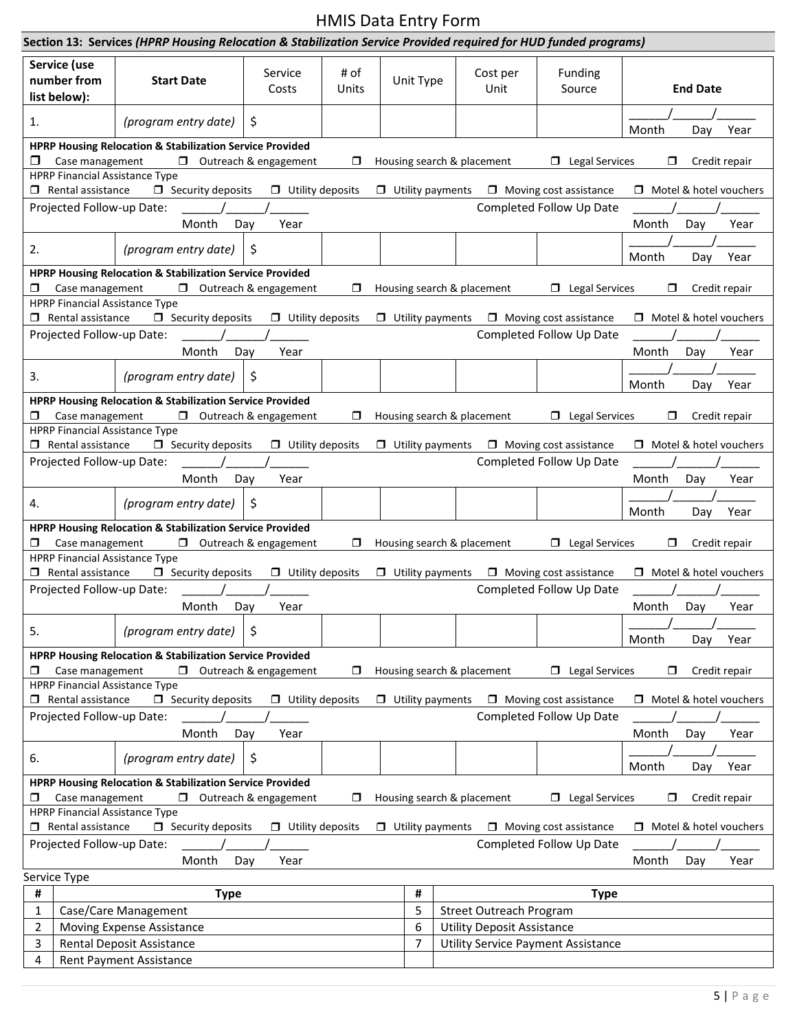# HMIS Data Entry Form

**Section 13: Services *(HPRP Housing Relocation & Stabilization Service Provided required for HUD funded programs)***

| Service (use number from list below): | Start Date | Service Costs | # of Units | Unit Type | Cost per Unit | Funding Source | End Date |
|---|---|---|---|---|---|---|---|
| 1. | *(program entry date)* | $ | | | | | ______/______/______ Month Day Year |

**HPRP Housing Relocation & Stabilization Service Provided**
❒ Case management ❒ Outreach & engagement ❒ Housing search & placement ❒ Legal Services ❒ Credit repair

HPRP Financial Assistance Type
❒ Rental assistance ❒ Security deposits ❒ Utility deposits ❒ Utility payments ❒ Moving cost assistance ❒ Motel & hotel vouchers

Projected Follow-up Date: ______/______/______ (Month Day Year) Completed Follow Up Date ______/______/______ (Month Day Year)

| Service (use number from list below): | Start Date | Service Costs | # of Units | Unit Type | Cost per Unit | Funding Source | End Date |
|---|---|---|---|---|---|---|---|
| 2. | *(program entry date)* | $ | | | | | ______/______/______ Month Day Year |

**HPRP Housing Relocation & Stabilization Service Provided**
❒ Case management ❒ Outreach & engagement ❒ Housing search & placement ❒ Legal Services ❒ Credit repair

HPRP Financial Assistance Type
❒ Rental assistance ❒ Security deposits ❒ Utility deposits ❒ Utility payments ❒ Moving cost assistance ❒ Motel & hotel vouchers

Projected Follow-up Date: ______/______/______ (Month Day Year) Completed Follow Up Date ______/______/______ (Month Day Year)

| Service (use number from list below): | Start Date | Service Costs | # of Units | Unit Type | Cost per Unit | Funding Source | End Date |
|---|---|---|---|---|---|---|---|
| 3. | *(program entry date)* | $ | | | | | ______/______/______ Month Day Year |

**HPRP Housing Relocation & Stabilization Service Provided**
❒ Case management ❒ Outreach & engagement ❒ Housing search & placement ❒ Legal Services ❒ Credit repair

HPRP Financial Assistance Type
❒ Rental assistance ❒ Security deposits ❒ Utility deposits ❒ Utility payments ❒ Moving cost assistance ❒ Motel & hotel vouchers

Projected Follow-up Date: ______/______/______ (Month Day Year) Completed Follow Up Date ______/______/______ (Month Day Year)

| Service (use number from list below): | Start Date | Service Costs | # of Units | Unit Type | Cost per Unit | Funding Source | End Date |
|---|---|---|---|---|---|---|---|
| 4. | *(program entry date)* | $ | | | | | ______/______/______ Month Day Year |

**HPRP Housing Relocation & Stabilization Service Provided**
❒ Case management ❒ Outreach & engagement ❒ Housing search & placement ❒ Legal Services ❒ Credit repair

HPRP Financial Assistance Type
❒ Rental assistance ❒ Security deposits ❒ Utility deposits ❒ Utility payments ❒ Moving cost assistance ❒ Motel & hotel vouchers

Projected Follow-up Date: ______/______/______ (Month Day Year) Completed Follow Up Date ______/______/______ (Month Day Year)

| Service (use number from list below): | Start Date | Service Costs | # of Units | Unit Type | Cost per Unit | Funding Source | End Date |
|---|---|---|---|---|---|---|---|
| 5. | *(program entry date)* | $ | | | | | ______/______/______ Month Day Year |

**HPRP Housing Relocation & Stabilization Service Provided**
❒ Case management ❒ Outreach & engagement ❒ Housing search & placement ❒ Legal Services ❒ Credit repair

HPRP Financial Assistance Type
❒ Rental assistance ❒ Security deposits ❒ Utility deposits ❒ Utility payments ❒ Moving cost assistance ❒ Motel & hotel vouchers

Projected Follow-up Date: ______/______/______ (Month Day Year) Completed Follow Up Date ______/______/______ (Month Day Year)

| Service (use number from list below): | Start Date | Service Costs | # of Units | Unit Type | Cost per Unit | Funding Source | End Date |
|---|---|---|---|---|---|---|---|
| 6. | *(program entry date)* | $ | | | | | ______/______/______ Month Day Year |

**HPRP Housing Relocation & Stabilization Service Provided**
❒ Case management ❒ Outreach & engagement ❒ Housing search & placement ❒ Legal Services ❒ Credit repair

HPRP Financial Assistance Type
❒ Rental assistance ❒ Security deposits ❒ Utility deposits ❒ Utility payments ❒ Moving cost assistance ❒ Motel & hotel vouchers

Projected Follow-up Date: ______/______/______ (Month Day Year) Completed Follow Up Date ______/______/______ (Month Day Year)

Service Type

| # | Type | # | Type |
|---|---|---|---|
| 1 | Case/Care Management | 5 | Street Outreach Program |
| 2 | Moving Expense Assistance | 6 | Utility Deposit Assistance |
| 3 | Rental Deposit Assistance | 7 | Utility Service Payment Assistance |
| 4 | Rent Payment Assistance | | |